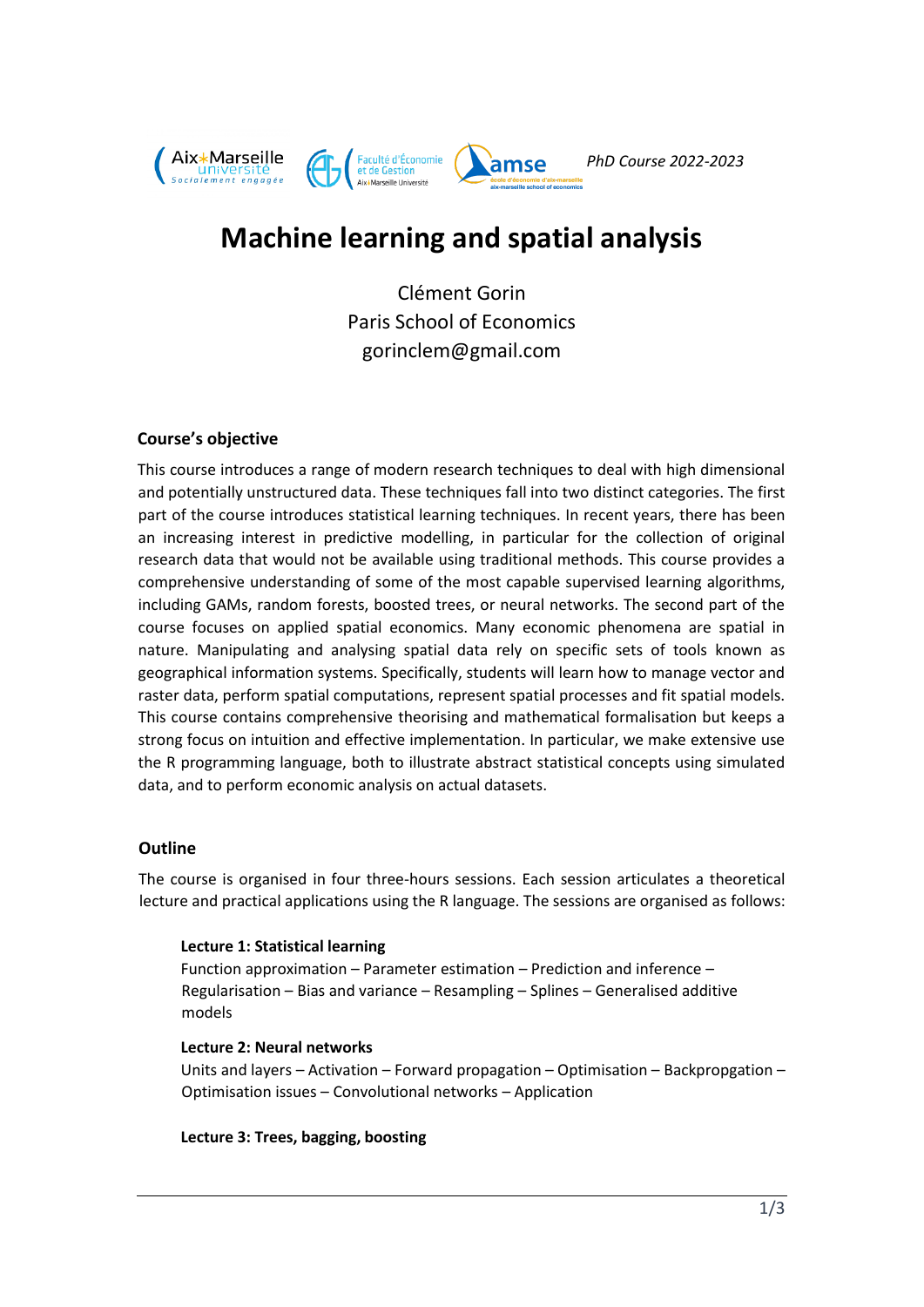*PhD Course 2022-2023*

# Machine learning and spatial analysis

Clément Gorin
Paris School of Economics
gorinclem@gmail.com

## Course's objective

This course introduces a range of modern research techniques to deal with high dimensional and potentially unstructured data. These techniques fall into two distinct categories. The first part of the course introduces statistical learning techniques. In recent years, there has been an increasing interest in predictive modelling, in particular for the collection of original research data that would not be available using traditional methods. This course provides a comprehensive understanding of some of the most capable supervised learning algorithms, including GAMs, random forests, boosted trees, or neural networks. The second part of the course focuses on applied spatial economics. Many economic phenomena are spatial in nature. Manipulating and analysing spatial data rely on specific sets of tools known as geographical information systems. Specifically, students will learn how to manage vector and raster data, perform spatial computations, represent spatial processes and fit spatial models. This course contains comprehensive theorising and mathematical formalisation but keeps a strong focus on intuition and effective implementation. In particular, we make extensive use the R programming language, both to illustrate abstract statistical concepts using simulated data, and to perform economic analysis on actual datasets.

## Outline

The course is organised in four three-hours sessions. Each session articulates a theoretical lecture and practical applications using the R language. The sessions are organised as follows:

**Lecture 1: Statistical learning**
Function approximation – Parameter estimation – Prediction and inference – Regularisation – Bias and variance – Resampling – Splines – Generalised additive models

**Lecture 2: Neural networks**
Units and layers – Activation – Forward propagation – Optimisation – Backpropgation – Optimisation issues – Convolutional networks – Application

**Lecture 3: Trees, bagging, boosting**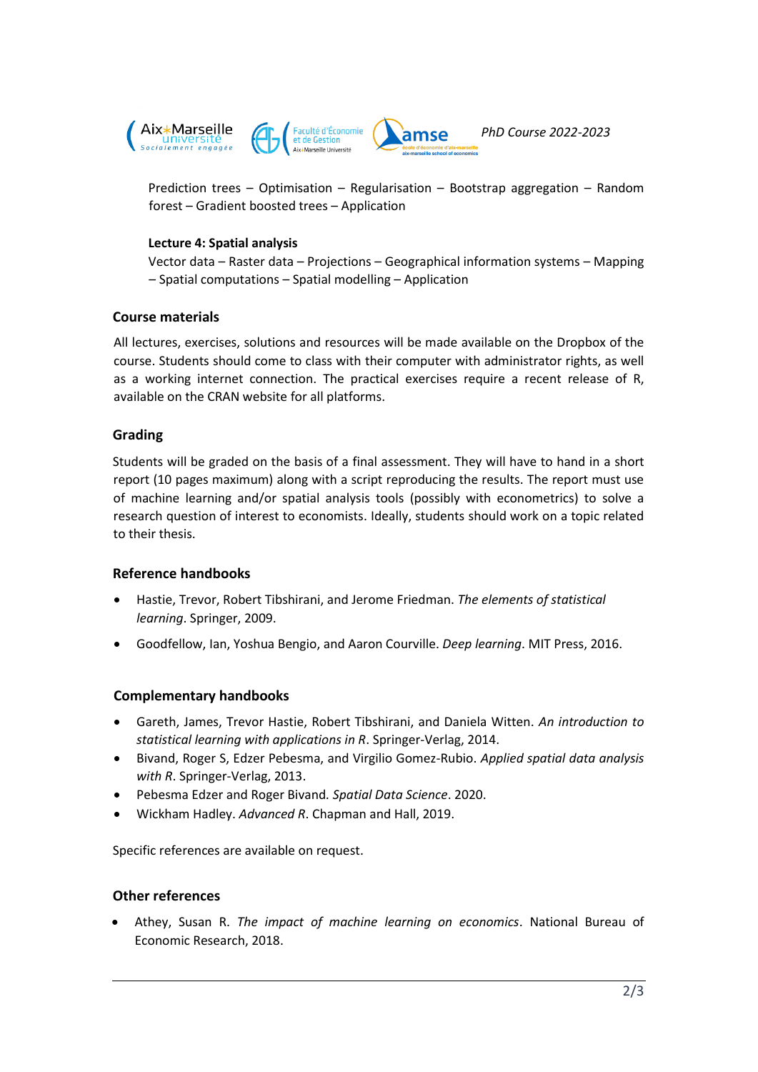Prediction trees – Optimisation – Regularisation – Bootstrap aggregation – Random forest – Gradient boosted trees – Application

**Lecture 4: Spatial analysis**

Vector data – Raster data – Projections – Geographical information systems – Mapping – Spatial computations – Spatial modelling – Application

## Course materials

All lectures, exercises, solutions and resources will be made available on the Dropbox of the course. Students should come to class with their computer with administrator rights, as well as a working internet connection. The practical exercises require a recent release of R, available on the CRAN website for all platforms.

## Grading

Students will be graded on the basis of a final assessment. They will have to hand in a short report (10 pages maximum) along with a script reproducing the results. The report must use of machine learning and/or spatial analysis tools (possibly with econometrics) to solve a research question of interest to economists. Ideally, students should work on a topic related to their thesis.

## Reference handbooks

- Hastie, Trevor, Robert Tibshirani, and Jerome Friedman. *The elements of statistical learning*. Springer, 2009.
- Goodfellow, Ian, Yoshua Bengio, and Aaron Courville. *Deep learning*. MIT Press, 2016.

## Complementary handbooks

- Gareth, James, Trevor Hastie, Robert Tibshirani, and Daniela Witten. *An introduction to statistical learning with applications in R*. Springer-Verlag, 2014.
- Bivand, Roger S, Edzer Pebesma, and Virgilio Gomez-Rubio. *Applied spatial data analysis with R*. Springer-Verlag, 2013.
- Pebesma Edzer and Roger Bivand. *Spatial Data Science*. 2020.
- Wickham Hadley. *Advanced R*. Chapman and Hall, 2019.

Specific references are available on request.

## Other references

- Athey, Susan R. *The impact of machine learning on economics*. National Bureau of Economic Research, 2018.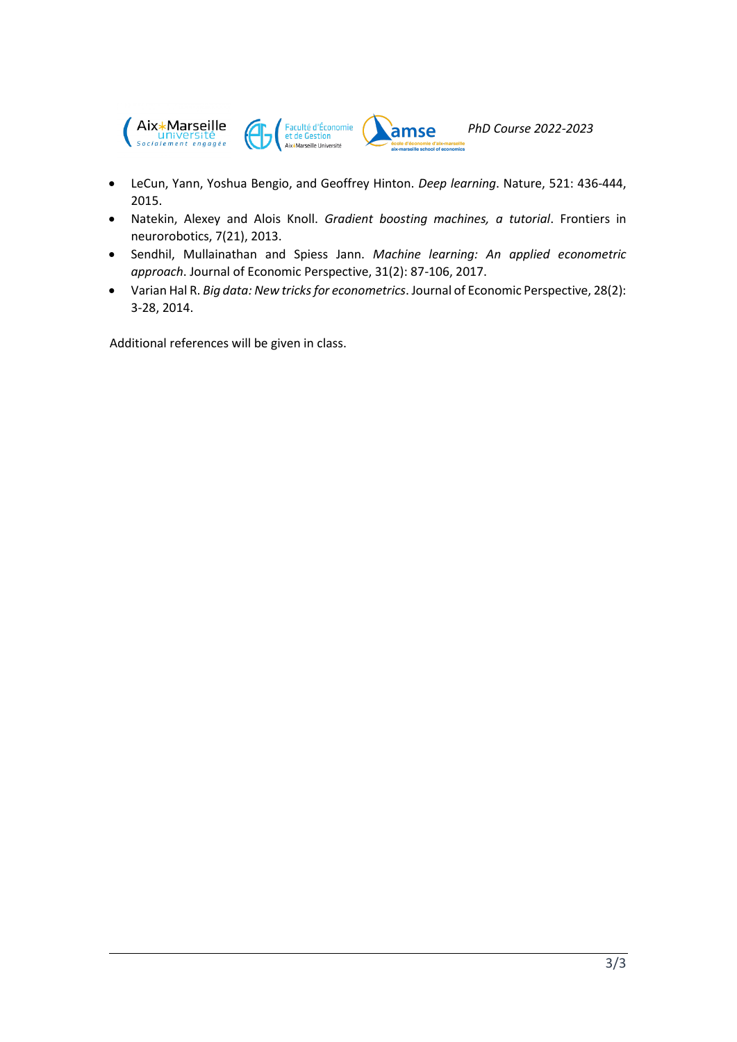- LeCun, Yann, Yoshua Bengio, and Geoffrey Hinton. *Deep learning*. Nature, 521: 436-444, 2015.
- Natekin, Alexey and Alois Knoll. *Gradient boosting machines, a tutorial*. Frontiers in neurorobotics, 7(21), 2013.
- Sendhil, Mullainathan and Spiess Jann. *Machine learning: An applied econometric approach*. Journal of Economic Perspective, 31(2): 87-106, 2017.
- Varian Hal R. *Big data: New tricks for econometrics*. Journal of Economic Perspective, 28(2): 3-28, 2014.

Additional references will be given in class.